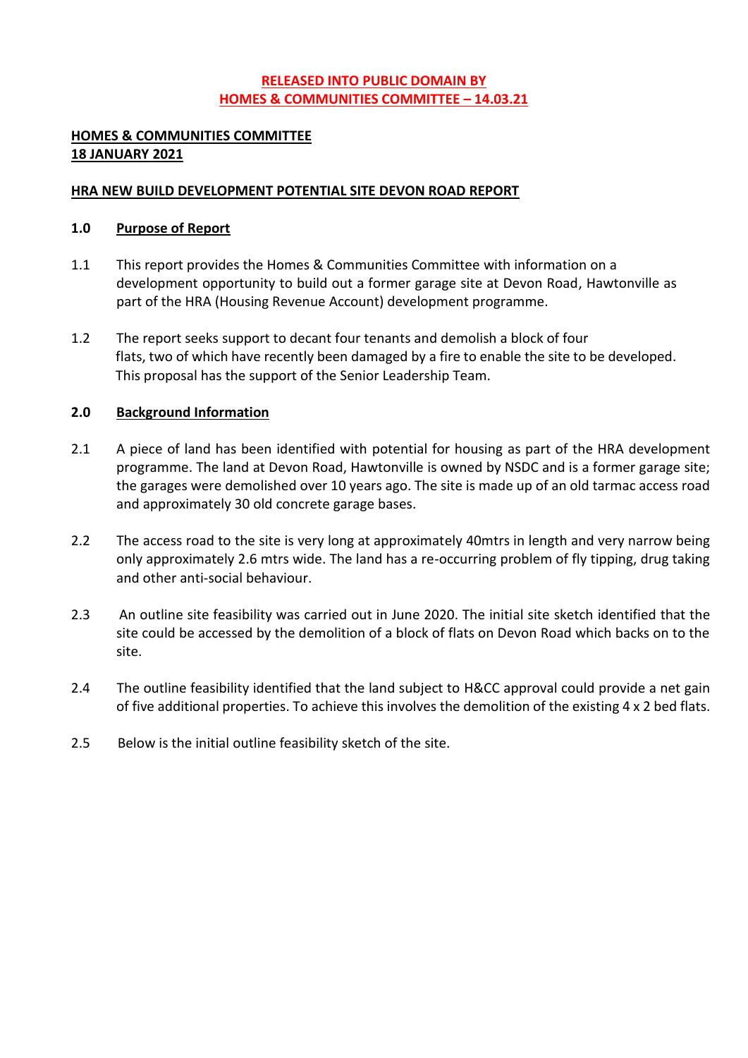**RELEASED INTO PUBLIC DOMAIN BY**
**HOMES & COMMUNITIES COMMITTEE – 14.03.21**

**HOMES & COMMUNITIES COMMITTEE**
**18 JANUARY 2021**

**HRA NEW BUILD DEVELOPMENT POTENTIAL SITE DEVON ROAD REPORT**

## 1.0 Purpose of Report

1.1 This report provides the Homes & Communities Committee with information on a development opportunity to build out a former garage site at Devon Road, Hawtonville as part of the HRA (Housing Revenue Account) development programme.

1.2 The report seeks support to decant four tenants and demolish a block of four flats, two of which have recently been damaged by a fire to enable the site to be developed. This proposal has the support of the Senior Leadership Team.

## 2.0 Background Information

2.1 A piece of land has been identified with potential for housing as part of the HRA development programme. The land at Devon Road, Hawtonville is owned by NSDC and is a former garage site; the garages were demolished over 10 years ago. The site is made up of an old tarmac access road and approximately 30 old concrete garage bases.

2.2 The access road to the site is very long at approximately 40mtrs in length and very narrow being only approximately 2.6 mtrs wide. The land has a re-occurring problem of fly tipping, drug taking and other anti-social behaviour.

2.3 An outline site feasibility was carried out in June 2020. The initial site sketch identified that the site could be accessed by the demolition of a block of flats on Devon Road which backs on to the site.

2.4 The outline feasibility identified that the land subject to H&CC approval could provide a net gain of five additional properties. To achieve this involves the demolition of the existing 4 x 2 bed flats.

2.5 Below is the initial outline feasibility sketch of the site.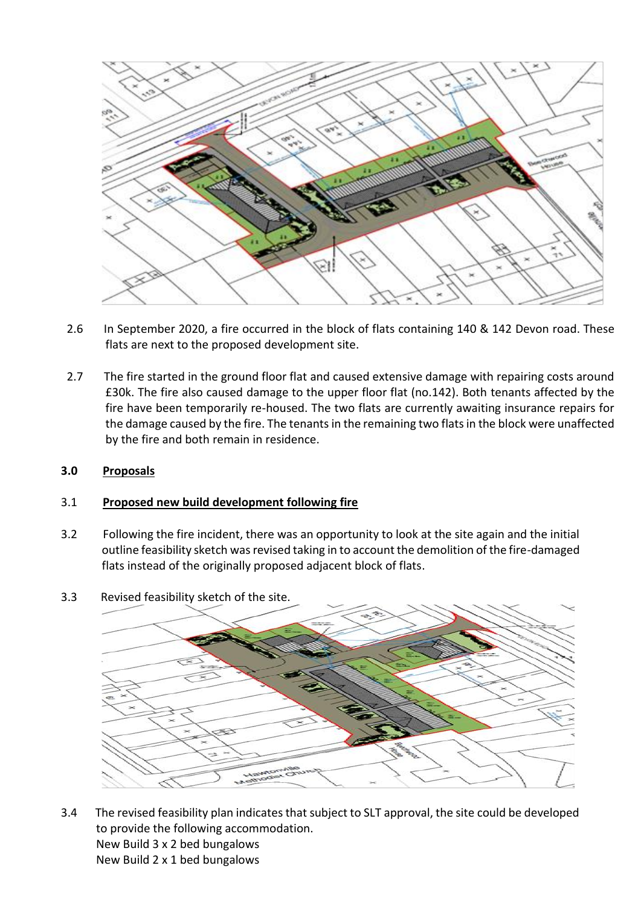2.6 In September 2020, a fire occurred in the block of flats containing 140 & 142 Devon road. These flats are next to the proposed development site.

2.7 The fire started in the ground floor flat and caused extensive damage with repairing costs around £30k. The fire also caused damage to the upper floor flat (no.142). Both tenants affected by the fire have been temporarily re-housed. The two flats are currently awaiting insurance repairs for the damage caused by the fire. The tenants in the remaining two flats in the block were unaffected by the fire and both remain in residence.

## 3.0 Proposals

### 3.1 Proposed new build development following fire

3.2 Following the fire incident, there was an opportunity to look at the site again and the initial outline feasibility sketch was revised taking in to account the demolition of the fire-damaged flats instead of the originally proposed adjacent block of flats.

3.3 Revised feasibility sketch of the site.

3.4 The revised feasibility plan indicates that subject to SLT approval, the site could be developed to provide the following accommodation.
New Build 3 x 2 bed bungalows
New Build 2 x 1 bed bungalows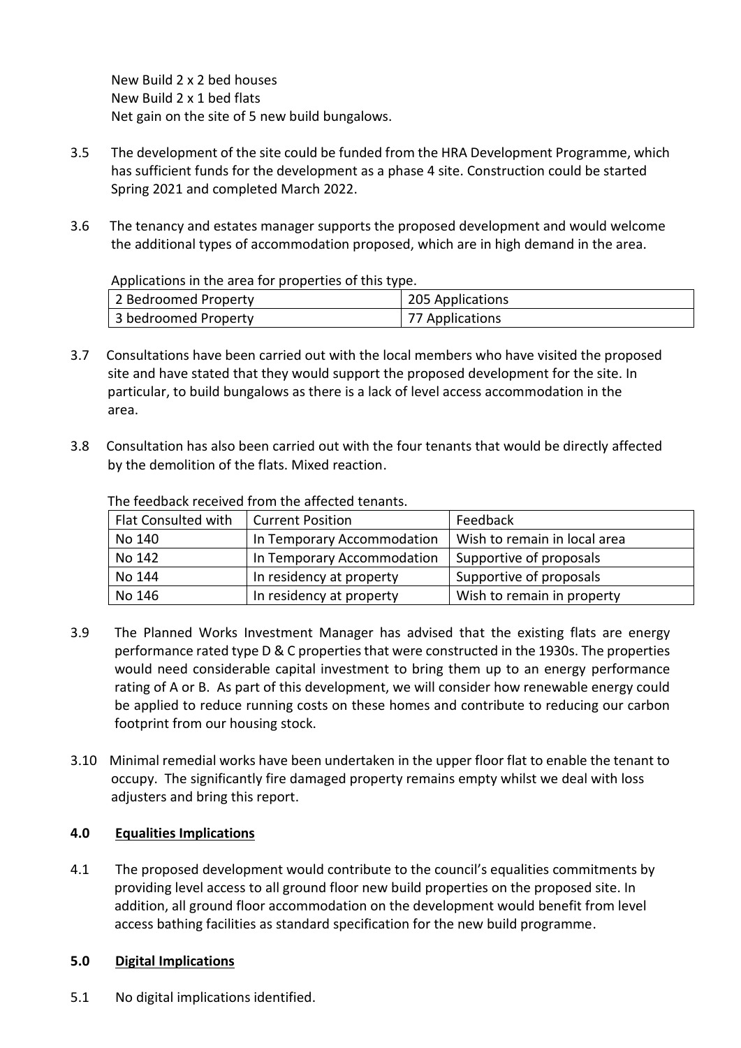New Build 2 x 2 bed houses
New Build 2 x 1 bed flats
Net gain on the site of 5 new build bungalows.

3.5 The development of the site could be funded from the HRA Development Programme, which has sufficient funds for the development as a phase 4 site. Construction could be started Spring 2021 and completed March 2022.

3.6 The tenancy and estates manager supports the proposed development and would welcome the additional types of accommodation proposed, which are in high demand in the area.

Applications in the area for properties of this type.

| 2 Bedroomed Property | 205 Applications |
|---|---|
| 3 bedroomed Property | 77 Applications |

3.7 Consultations have been carried out with the local members who have visited the proposed site and have stated that they would support the proposed development for the site. In particular, to build bungalows as there is a lack of level access accommodation in the area.

3.8 Consultation has also been carried out with the four tenants that would be directly affected by the demolition of the flats. Mixed reaction.

The feedback received from the affected tenants.

| Flat Consulted with | Current Position | Feedback |
|---|---|---|
| No 140 | In Temporary Accommodation | Wish to remain in local area |
| No 142 | In Temporary Accommodation | Supportive of proposals |
| No 144 | In residency at property | Supportive of proposals |
| No 146 | In residency at property | Wish to remain in property |

3.9 The Planned Works Investment Manager has advised that the existing flats are energy performance rated type D & C properties that were constructed in the 1930s. The properties would need considerable capital investment to bring them up to an energy performance rating of A or B. As part of this development, we will consider how renewable energy could be applied to reduce running costs on these homes and contribute to reducing our carbon footprint from our housing stock.

3.10 Minimal remedial works have been undertaken in the upper floor flat to enable the tenant to occupy. The significantly fire damaged property remains empty whilst we deal with loss adjusters and bring this report.

## 4.0 Equalities Implications

4.1 The proposed development would contribute to the council's equalities commitments by providing level access to all ground floor new build properties on the proposed site. In addition, all ground floor accommodation on the development would benefit from level access bathing facilities as standard specification for the new build programme.

## 5.0 Digital Implications

5.1 No digital implications identified.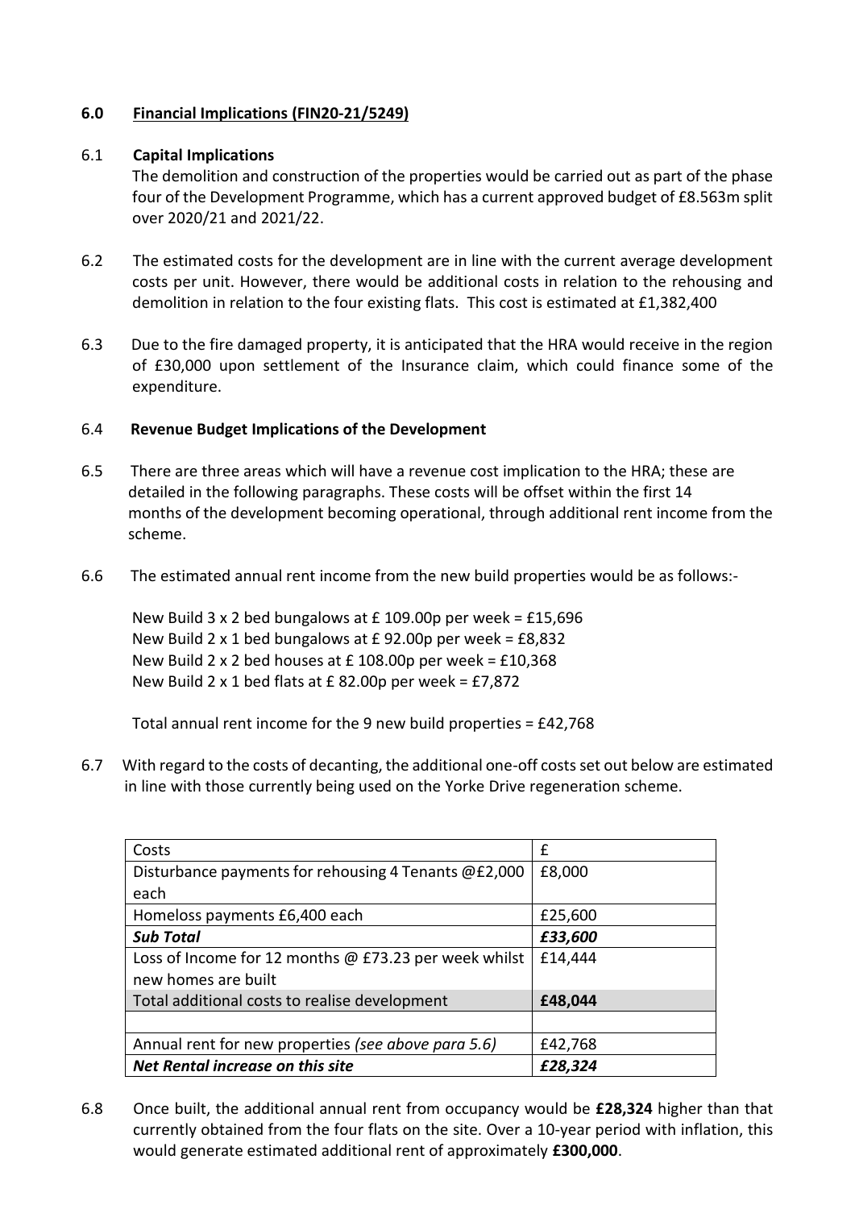### 6.0 **Financial Implications (FIN20-21/5249)**

6.1 **Capital Implications**

The demolition and construction of the properties would be carried out as part of the phase four of the Development Programme, which has a current approved budget of £8.563m split over 2020/21 and 2021/22.

6.2 The estimated costs for the development are in line with the current average development costs per unit. However, there would be additional costs in relation to the rehousing and demolition in relation to the four existing flats. This cost is estimated at £1,382,400

6.3 Due to the fire damaged property, it is anticipated that the HRA would receive in the region of £30,000 upon settlement of the Insurance claim, which could finance some of the expenditure.

6.4 **Revenue Budget Implications of the Development**

6.5 There are three areas which will have a revenue cost implication to the HRA; these are detailed in the following paragraphs. These costs will be offset within the first 14 months of the development becoming operational, through additional rent income from the scheme.

6.6 The estimated annual rent income from the new build properties would be as follows:-

New Build 3 x 2 bed bungalows at £ 109.00p per week = £15,696
New Build 2 x 1 bed bungalows at £ 92.00p per week = £8,832
New Build 2 x 2 bed houses at £ 108.00p per week = £10,368
New Build 2 x 1 bed flats at £ 82.00p per week = £7,872

Total annual rent income for the 9 new build properties = £42,768

6.7 With regard to the costs of decanting, the additional one-off costs set out below are estimated in line with those currently being used on the Yorke Drive regeneration scheme.

| Costs | £ |
|---|---|
| Disturbance payments for rehousing 4 Tenants @£2,000 each | £8,000 |
| Homeloss payments £6,400 each | £25,600 |
| ***Sub Total*** | ***£33,600*** |
| Loss of Income for 12 months @ £73.23 per week whilst new homes are built | £14,444 |
| Total additional costs to realise development | **£48,044** |
| | |
| Annual rent for new properties *(see above para 5.6)* | £42,768 |
| ***Net Rental increase on this site*** | ***£28,324*** |

6.8 Once built, the additional annual rent from occupancy would be **£28,324** higher than that currently obtained from the four flats on the site. Over a 10-year period with inflation, this would generate estimated additional rent of approximately **£300,000**.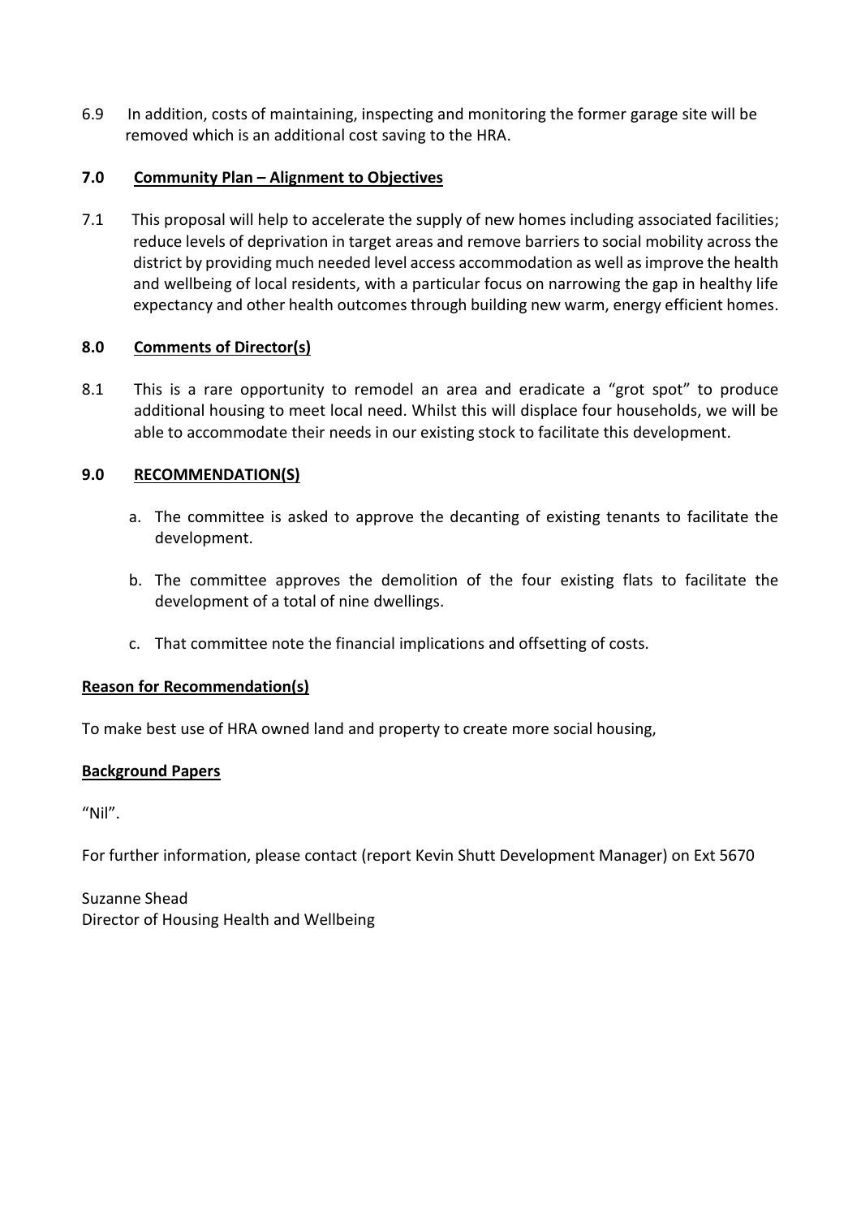6.9 In addition, costs of maintaining, inspecting and monitoring the former garage site will be removed which is an additional cost saving to the HRA.

## 7.0 Community Plan – Alignment to Objectives

7.1 This proposal will help to accelerate the supply of new homes including associated facilities; reduce levels of deprivation in target areas and remove barriers to social mobility across the district by providing much needed level access accommodation as well as improve the health and wellbeing of local residents, with a particular focus on narrowing the gap in healthy life expectancy and other health outcomes through building new warm, energy efficient homes.

## 8.0 Comments of Director(s)

8.1 This is a rare opportunity to remodel an area and eradicate a "grot spot" to produce additional housing to meet local need. Whilst this will displace four households, we will be able to accommodate their needs in our existing stock to facilitate this development.

## 9.0 RECOMMENDATION(S)

a. The committee is asked to approve the decanting of existing tenants to facilitate the development.

b. The committee approves the demolition of the four existing flats to facilitate the development of a total of nine dwellings.

c. That committee note the financial implications and offsetting of costs.

**Reason for Recommendation(s)**

To make best use of HRA owned land and property to create more social housing,

**Background Papers**

"Nil".

For further information, please contact (report Kevin Shutt Development Manager) on Ext 5670

Suzanne Shead
Director of Housing Health and Wellbeing